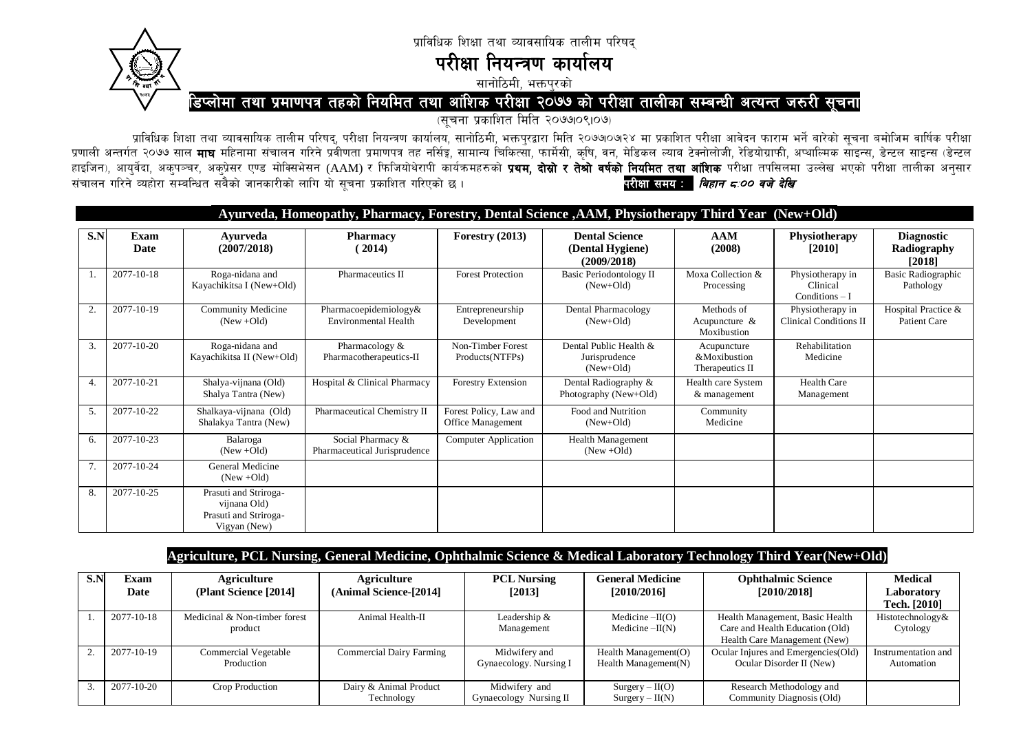प्राविधिक शिक्षा तथा व्यावसायिक तालीम परिषद्

# परीक्षा नियन्त्रण कार्यालय

सानोठिमी, भक्तपुरको

## डिप्लोमा तथा प्रमाणपत्र तहको नियमित तथा आंशिक परीक्षा २०७७ को परीक्षा तालीका सम्बन्धी अत्यन्त जरुरी सूचना

(सूचना प्रकाशित मिति २०७७।०९।०७)

प्राविधिक शिक्षा तथा व्यावसायिक तालीम परिषद्, परीक्षा नियन्त्रण कार्यालय, सानोठिमी, भक्तपुरद्वारा मिति २०७७।०७।२४ मा प्रकाशित परीक्षा आवेदन फाराम भर्ने बारेको सूचना बमोजिम वार्षिक परीक्षा प्रणाली अन्तर्गत २०७७ साल **माघ** महिनामा संचालन गरिने प्रवीणता प्रमाणपत्र तह नर्सिङ्ग, सामान्य चिकित्सा, फार्मेसी, कृषि, वन, मेडिकल ल्याब टेक्नोलोजी, रेडियोग्राफी, अप्थाल्मिक साइन्स, डेन्टल साइन्स (डेन्टल हाइजिन), आयुर्वेदा, अकुपञ्चर, अकुप्रेसर एण्ड मोक्सिभेसन (AAM) र फिजियोथेरापी कार्यक्रमहरुको **प्रथम, दोस्रो र तेश्रो वर्षको नियमित तथा आंशिक** परीक्षा तपसिलमा उल्लेख भएको परीक्षा तालीका अनुसार संचालन गरिने व्यहोरा सम्बन्धित सबैको जानकारीको लागि यो सूचना प्रकाशित गरिएको छ। **परीक्षा समय :** ***बिहान ८:०० बजे देखि***

### Ayurveda, Homeopathy, Pharmacy, Forestry, Dental Science ,AAM, Physiotherapy Third Year (New+Old)

| S.N | Exam Date | Ayurveda (2007/2018) | Pharmacy ( 2014) | Forestry (2013) | Dental Science (Dental Hygiene) (2009/2018) | AAM (2008) | Physiotherapy [2010] | Diagnostic Radiography [2018] |
|---|---|---|---|---|---|---|---|---|
| 1. | 2077-10-18 | Roga-nidana and Kayachikitsa I (New+Old) | Pharmaceutics II | Forest Protection | Basic Periodontology II (New+Old) | Moxa Collection & Processing | Physiotherapy in Clinical Conditions – I | Basic Radiographic Pathology |
| 2. | 2077-10-19 | Community Medicine (New +Old) | Pharmacoepidemiology& Environmental Health | Entrepreneurship Development | Dental Pharmacology (New+Old) | Methods of Acupuncture & Moxibustion | Physiotherapy in Clinical Conditions II | Hospital Practice & Patient Care |
| 3. | 2077-10-20 | Roga-nidana and Kayachikitsa II (New+Old) | Pharmacology & Pharmacotherapeutics-II | Non-Timber Forest Products(NTFPs) | Dental Public Health & Jurisprudence (New+Old) | Acupuncture &Moxibustion Therapeutics II | Rehabilitation Medicine | |
| 4. | 2077-10-21 | Shalya-vijnana (Old) Shalya Tantra (New) | Hospital & Clinical Pharmacy | Forestry Extension | Dental Radiography & Photography (New+Old) | Health care System & management | Health Care Management | |
| 5. | 2077-10-22 | Shalkaya-vijnana (Old) Shalakya Tantra (New) | Pharmaceutical Chemistry II | Forest Policy, Law and Office Management | Food and Nutrition (New+Old) | Community Medicine | | |
| 6. | 2077-10-23 | Balaroga (New +Old) | Social Pharmacy & Pharmaceutical Jurisprudence | Computer Application | Health Management (New +Old) | | | |
| 7. | 2077-10-24 | General Medicine (New +Old) | | | | | | |
| 8. | 2077-10-25 | Prasuti and Striroga-vijnana Old) Prasuti and Striroga-Vigyan (New) | | | | | | |

### Agriculture, PCL Nursing, General Medicine, Ophthalmic Science & Medical Laboratory Technology Third Year(New+Old)

| S.N | Exam Date | Agriculture (Plant Science [2014] | Agriculture (Animal Science-[2014] | PCL Nursing [2013] | General Medicine [2010/2016] | Ophthalmic Science [2010/2018] | Medical Laboratory Tech. [2010] |
|---|---|---|---|---|---|---|---|
| 1. | 2077-10-18 | Medicinal & Non-timber forest product | Animal Health-II | Leadership & Management | Medicine –II(O) Medicine –II(N) | Health Management, Basic Health Care and Health Education (Old) Health Care Management (New) | Histotechnology& Cytology |
| 2. | 2077-10-19 | Commercial Vegetable Production | Commercial Dairy Farming | Midwifery and Gynaecology. Nursing I | Health Management(O) Health Management(N) | Ocular Injures and Emergencies(Old) Ocular Disorder II (New) | Instrumentation and Automation |
| 3. | 2077-10-20 | Crop Production | Dairy & Animal Product Technology | Midwifery and Gynaecology Nursing II | Surgery – II(O) Surgery – II(N) | Research Methodology and Community Diagnosis (Old) | |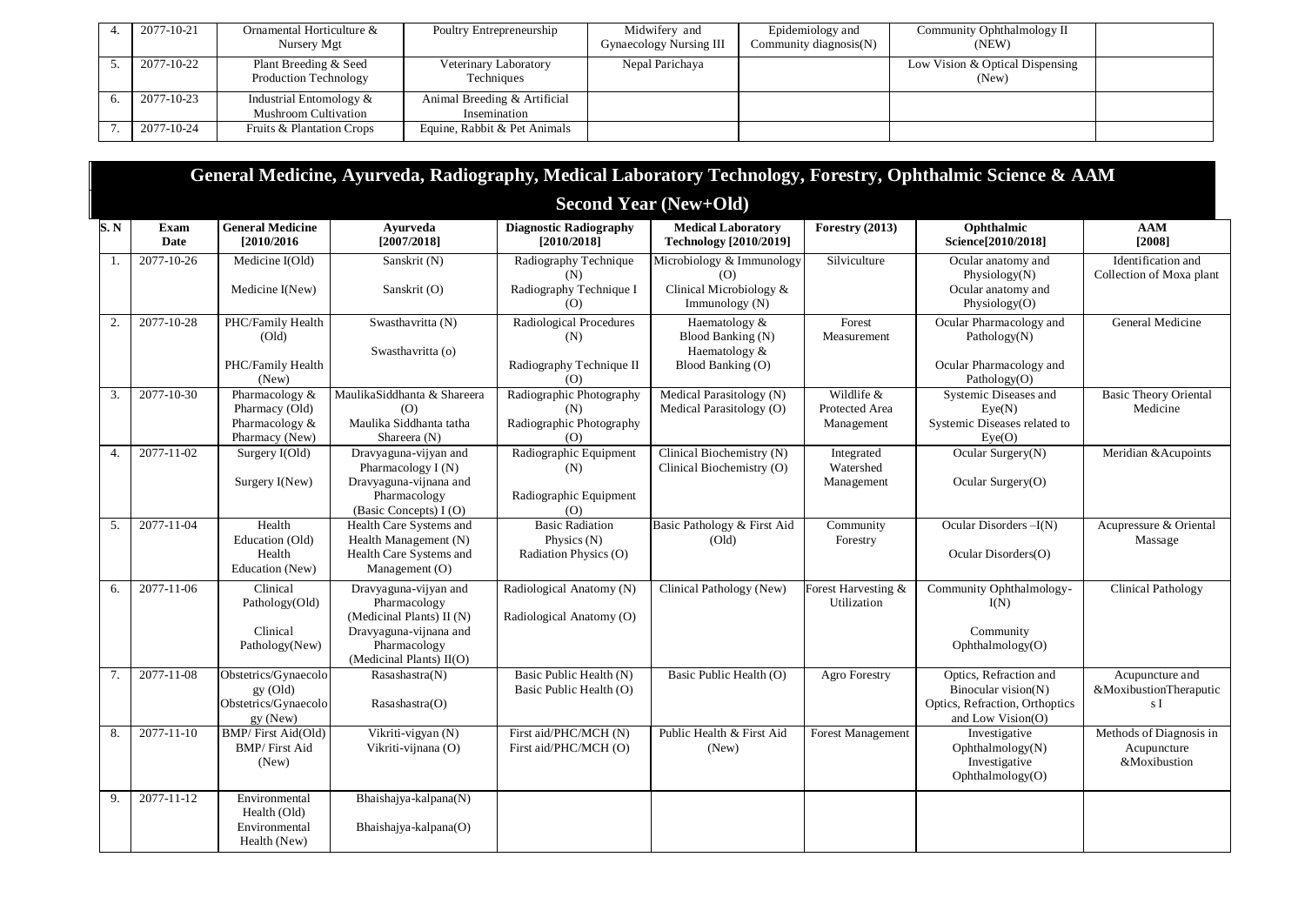| 4. | 2077-10-21 | Ornamental Horticulture & Nursery Mgt | Poultry Entrepreneurship | Midwifery and Gynaecology Nursing III | Epidemiology and Community diagnosis(N) | Community Ophthalmology II (NEW) | |
|---|---|---|---|---|---|---|---|
| 5. | 2077-10-22 | Plant Breeding & Seed Production Technology | Veterinary Laboratory Techniques | Nepal Parichaya | | Low Vision & Optical Dispensing (New) | |
| 6. | 2077-10-23 | Industrial Entomology & Mushroom Cultivation | Animal Breeding & Artificial Insemination | | | | |
| 7. | 2077-10-24 | Fruits & Plantation Crops | Equine, Rabbit & Pet Animals | | | | |

# General Medicine, Ayurveda, Radiography, Medical Laboratory Technology, Forestry, Ophthalmic Science & AAM

## Second Year (New+Old)

| S. N | Exam Date | General Medicine [2010/2016 | Ayurveda [2007/2018] | Diagnostic Radiography [2010/2018] | Medical Laboratory Technology [2010/2019] | Forestry (2013) | Ophthalmic Science[2010/2018] | AAM [2008] |
|---|---|---|---|---|---|---|---|---|
| 1. | 2077-10-26 | Medicine I(Old) Medicine I(New) | Sanskrit (N) Sanskrit (O) | Radiography Technique (N) Radiography Technique I (O) | Microbiology & Immunology (O) Clinical Microbiology & Immunology (N) | Silviculture | Ocular anatomy and Physiology(N) Ocular anatomy and Physiology(O) | Identification and Collection of Moxa plant |
| 2. | 2077-10-28 | PHC/Family Health (Old) PHC/Family Health (New) | Swasthavritta (N) Swasthavritta (o) | Radiological Procedures (N) Radiography Technique II (O) | Haematology & Blood Banking (N) Haematology & Blood Banking (O) | Forest Measurement | Ocular Pharmacology and Pathology(N) Ocular Pharmacology and Pathology(O) | General Medicine |
| 3. | 2077-10-30 | Pharmacology & Pharmacy (Old) Pharmacology & Pharmacy (New) | MaulikaSiddhanta & Shareera (O) Maulika Siddhanta tatha Shareera (N) | Radiographic Photography (N) Radiographic Photography (O) | Medical Parasitology (N) Medical Parasitology (O) | Wildlife & Protected Area Management | Systemic Diseases and Eye(N) Systemic Diseases related to Eye(O) | Basic Theory Oriental Medicine |
| 4. | 2077-11-02 | Surgery I(Old) Surgery I(New) | Dravyaguna-vijyan and Pharmacology I (N) Dravyaguna-vijnana and Pharmacology (Basic Concepts) I (O) | Radiographic Equipment (N) Radiographic Equipment (O) | Clinical Biochemistry (N) Clinical Biochemistry (O) | Integrated Watershed Management | Ocular Surgery(N) Ocular Surgery(O) | Meridian &Acupoints |
| 5. | 2077-11-04 | Health Education (Old) Health Education (New) | Health Care Systems and Health Management (N) Health Care Systems and Management (O) | Basic Radiation Physics (N) Radiation Physics (O) | Basic Pathology & First Aid (Old) | Community Forestry | Ocular Disorders –I(N) Ocular Disorders(O) | Acupressure & Oriental Massage |
| 6. | 2077-11-06 | Clinical Pathology(Old) Clinical Pathology(New) | Dravyaguna-vijyan and Pharmacology (Medicinal Plants) II (N) Dravyaguna-vijnana and Pharmacology (Medicinal Plants) II(O) | Radiological Anatomy (N) Radiological Anatomy (O) | Clinical Pathology (New) | Forest Harvesting & Utilization | Community Ophthalmology-I(N) Community Ophthalmology(O) | Clinical Pathology |
| 7. | 2077-11-08 | Obstetrics/Gynaecology (Old) Obstetrics/Gynaecology (New) | Rasashastra(N) Rasashastra(O) | Basic Public Health (N) Basic Public Health (O) | Basic Public Health (O) | Agro Forestry | Optics, Refraction and Binocular vision(N) Optics, Refraction, Orthoptics and Low Vision(O) | Acupuncture and &MoxibustionTheraputics I |
| 8. | 2077-11-10 | BMP/ First Aid(Old) BMP/ First Aid (New) | Vikriti-vigyan (N) Vikriti-vijnana (O) | First aid/PHC/MCH (N) First aid/PHC/MCH (O) | Public Health & First Aid (New) | Forest Management | Investigative Ophthalmology(N) Investigative Ophthalmology(O) | Methods of Diagnosis in Acupuncture &Moxibustion |
| 9. | 2077-11-12 | Environmental Health (Old) Environmental Health (New) | Bhaishajya-kalpana(N) Bhaishajya-kalpana(O) | | | | | |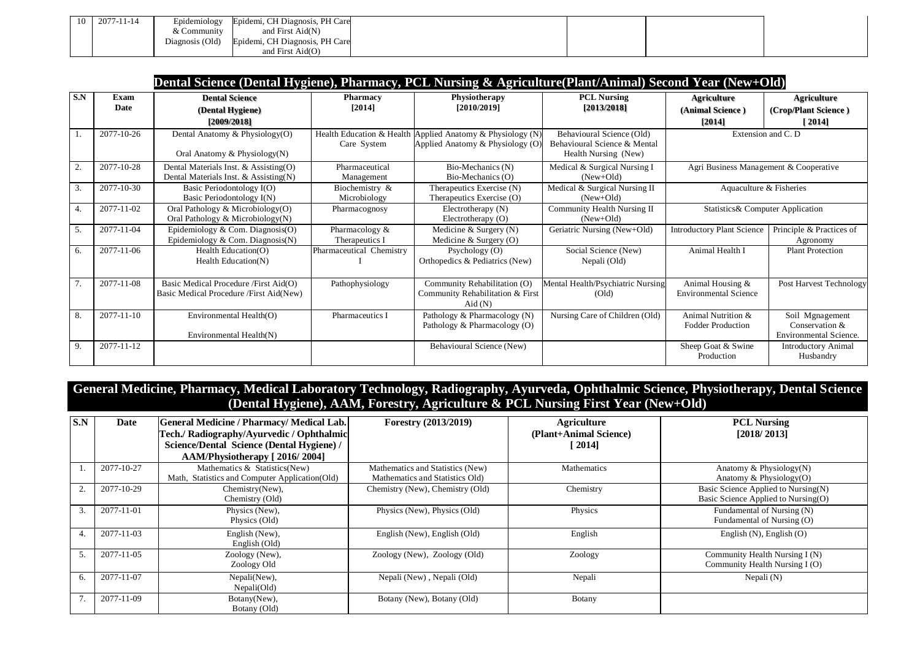| 10 | 2077-11-14 | Epidemiology & Community Diagnosis (Old) | Epidemi, CH Diagnosis, PH Care and First Aid(N) Epidemi, CH Diagnosis, PH Care and First Aid(O) | | | |
|---|---|---|---|---|---|---|

## Dental Science (Dental Hygiene), Pharmacy, PCL Nursing & Agriculture(Plant/Animal) Second Year (New+Old)

| S.N | Exam Date | Dental Science (Dental Hygiene) [2009/2018] | Pharmacy [2014] | Physiotherapy [2010/2019] | PCL Nursing [2013/2018] | Agriculture (Animal Science ) [2014] | Agriculture (Crop/Plant Science ) [ 2014] |
|---|---|---|---|---|---|---|---|
| 1. | 2077-10-26 | Dental Anatomy & Physiology(O) Oral Anatomy & Physiology(N) | Health Education & Health Care System | Applied Anatomy & Physiology (N) Applied Anatomy & Physiology (O) | Behavioural Science (Old) Behavioural Science & Mental Health Nursing (New) | Extension and C. D | |
| 2. | 2077-10-28 | Dental Materials Inst. & Assisting(O) Dental Materials Inst. & Assisting(N) | Pharmaceutical Management | Bio-Mechanics (N) Bio-Mechanics (O) | Medical & Surgical Nursing I (New+Old) | Agri Business Management & Cooperative | |
| 3. | 2077-10-30 | Basic Periodontology I(O) Basic Periodontology I(N) | Biochemistry & Microbiology | Therapeutics Exercise (N) Therapeutics Exercise (O) | Medical & Surgical Nursing II (New+Old) | Aquaculture & Fisheries | |
| 4. | 2077-11-02 | Oral Pathology & Microbiology(O) Oral Pathology & Microbiology(N) | Pharmacognosy | Electrotherapy (N) Electrotherapy (O) | Community Health Nursing II (New+Old) | Statistics& Computer Application | |
| 5. | 2077-11-04 | Epidemiology & Com. Diagnosis(O) Epidemiology & Com. Diagnosis(N) | Pharmacology & Therapeutics I | Medicine & Surgery (N) Medicine & Surgery (O) | Geriatric Nursing (New+Old) | Introductory Plant Science | Principle & Practices of Agronomy |
| 6. | 2077-11-06 | Health Education(O) Health Education(N) | Pharmaceutical Chemistry I | Psychology (O) Orthopedics & Pediatrics (New) | Social Science (New) Nepali (Old) | Animal Health I | Plant Protection |
| 7. | 2077-11-08 | Basic Medical Procedure /First Aid(O) Basic Medical Procedure /First Aid(New) | Pathophysiology | Community Rehabilitation (O) Community Rehabilitation & First Aid (N) | Mental Health/Psychiatric Nursing (Old) | Animal Housing & Environmental Science | Post Harvest Technology |
| 8. | 2077-11-10 | Environmental Health(O) Environmental Health(N) | Pharmaceutics I | Pathology & Pharmacology (N) Pathology & Pharmacology (O) | Nursing Care of Children (Old) | Animal Nutrition & Fodder Production | Soil Mgnagement Conservation & Environmental Science. |
| 9. | 2077-11-12 | | | Behavioural Science (New) | | Sheep Goat & Swine Production | Introductory Animal Husbandry |

## General Medicine, Pharmacy, Medical Laboratory Technology, Radiography, Ayurveda, Ophthalmic Science, Physiotherapy, Dental Science (Dental Hygiene), AAM, Forestry, Agriculture & PCL Nursing First Year (New+Old)

| S.N | Date | General Medicine / Pharmacy/ Medical Lab. Tech./ Radiography/Ayurvedic / Ophthalmic Science/Dental Science (Dental Hygiene) / AAM/Physiotherapy [ 2016/ 2004] | Forestry (2013/2019) | Agriculture (Plant+Animal Science) [ 2014] | PCL Nursing [2018/ 2013] |
|---|---|---|---|---|---|
| 1. | 2077-10-27 | Mathematics & Statistics(New) Math, Statistics and Computer Application(Old) | Mathematics and Statistics (New) Mathematics and Statistics Old) | Mathematics | Anatomy & Physiology(N) Anatomy & Physiology(O) |
| 2. | 2077-10-29 | Chemistry(New), Chemistry (Old) | Chemistry (New), Chemistry (Old) | Chemistry | Basic Science Applied to Nursing(N) Basic Science Applied to Nursing(O) |
| 3. | 2077-11-01 | Physics (New), Physics (Old) | Physics (New), Physics (Old) | Physics | Fundamental of Nursing (N) Fundamental of Nursing (O) |
| 4. | 2077-11-03 | English (New), English (Old) | English (New), English (Old) | English | English (N), English (O) |
| 5. | 2077-11-05 | Zoology (New), Zoology Old | Zoology (New), Zoology (Old) | Zoology | Community Health Nursing I (N) Community Health Nursing I (O) |
| 6. | 2077-11-07 | Nepali(New), Nepali(Old) | Nepali (New) , Nepali (Old) | Nepali | Nepali (N) |
| 7. | 2077-11-09 | Botany(New), Botany (Old) | Botany (New), Botany (Old) | Botany | |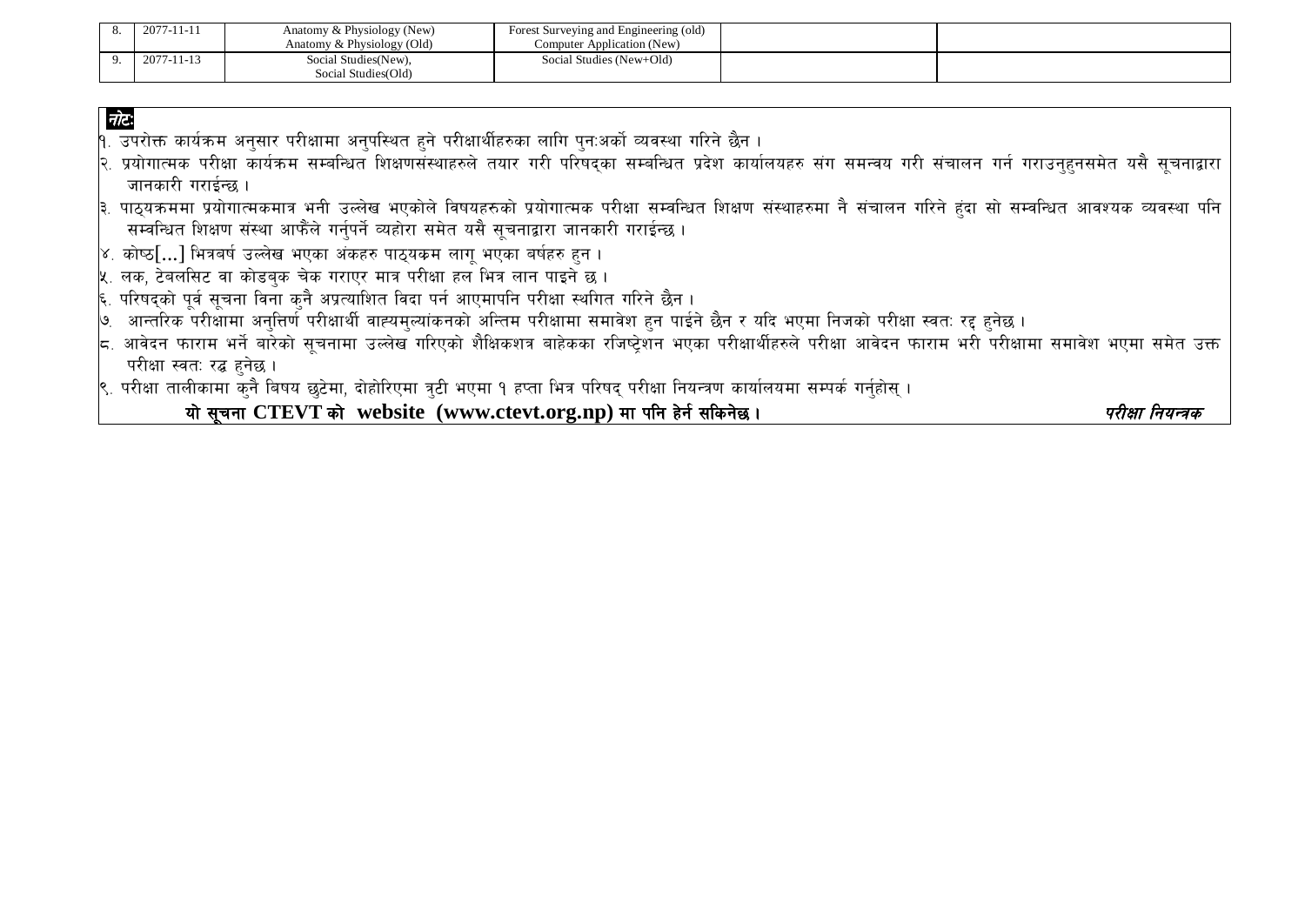| | | | | | |
|---|---|---|---|---|---|
| 8. | 2077-11-11 | Anatomy & Physiology (New)<br>Anatomy & Physiology (Old) | Forest Surveying and Engineering (old)<br>Computer Application (New) | | |
| 9. | 2077-11-13 | Social Studies(New),<br>Social Studies(Old) | Social Studies (New+Old) | | |

***नोटः***

१. उपरोक्त कार्यक्रम अनुसार परीक्षामा अनुपस्थित हुने परीक्षार्थीहरुका लागि पुनःअर्को व्यवस्था गरिने छैन ।

२. प्रयोगात्मक परीक्षा कार्यक्रम सम्बन्धित शिक्षणसंस्थाहरुले तयार गरी परिषद्का सम्बन्धित प्रदेश कार्यालयहरु संग समन्वय गरी संचालन गर्न गराउनुहुनसमेत यसै सूचनाद्वारा जानकारी गराईन्छ ।

३. पाठ्यक्रममा प्रयोगात्मकमात्र भनी उल्लेख भएकोले विषयहरुको प्रयोगात्मक परीक्षा सम्बन्धित शिक्षण संस्थाहरुमा नै संचालन गरिने हुंदा सो सम्बन्धित आवश्यक व्यवस्था पनि सम्बन्धित शिक्षण संस्था आफैंले गर्नुपर्ने व्यहोरा समेत यसै सूचनाद्वारा जानकारी गराईन्छ ।

४. कोष्ठ[...] भित्रबर्ष उल्लेख भएका अंकहरु पाठ्यक्रम लागू भएका बर्षहरु हुन ।

५. लक, टेबलसिट वा कोडबुक चेक गराएर मात्र परीक्षा हल भित्र लान पाइने छ ।

६. परिषद्को पूर्व सूचना विना कुनै अप्रत्याशित विदा पर्न आएमापनि परीक्षा स्थगित गरिने छैन ।

७. आन्तरिक परीक्षामा अनुत्तिर्ण परीक्षार्थी वाह्यमुल्यांकनको अन्तिम परीक्षामा समावेश हुन पाईने छैन र यदि भएमा निजको परीक्षा स्वतः रद्द हुनेछ ।

८. आवेदन फाराम भर्ने बारेको सूचनामा उल्लेख गरिएको शैक्षिकशत्र बाहेकका रजिष्ट्रेशन भएका परीक्षार्थीहरुले परीक्षा आवेदन फाराम भरी परीक्षामा समावेश भएमा समेत उक्त परीक्षा स्वतः रद्ध हुनेछ ।

९. परीक्षा तालीकामा कुनै बिषय छुटेमा, दोहोरिएमा त्रुटी भएमा १ हप्ता भित्र परिषद् परीक्षा नियन्त्रण कार्यालयमा सम्पर्क गर्नुहोस् ।

**यो सूचना CTEVT को website (www.ctevt.org.np) मा पनि हेर्न सकिनेछ ।**

*परीक्षा नियन्त्रक*